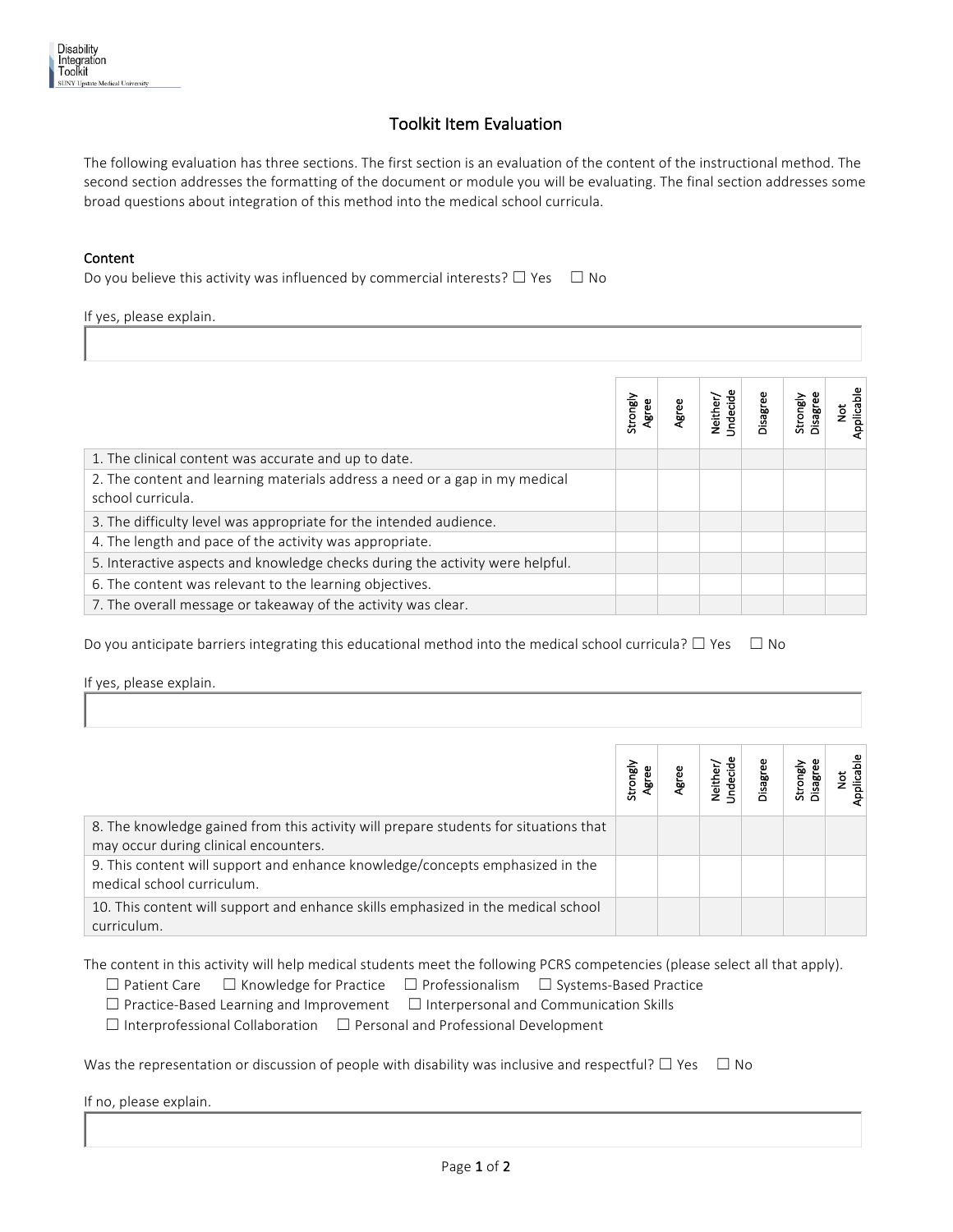# Toolkit Item Evaluation

The following evaluation has three sections. The first section is an evaluation of the content of the instructional method. The second section addresses the formatting of the document or module you will be evaluating. The final section addresses some broad questions about integration of this method into the medical school curricula.

## Content

Do you believe this activity was influenced by commercial interests? ☐ Yes ☐ No

If yes, please explain.

| | Strongly Agree | Agree | Neither/ Undecide | Disagree | Strongly Disagree | Not Applicable |
|---|---|---|---|---|---|---|
| 1. The clinical content was accurate and up to date. | | | | | | |
| 2. The content and learning materials address a need or a gap in my medical school curricula. | | | | | | |
| 3. The difficulty level was appropriate for the intended audience. | | | | | | |
| 4. The length and pace of the activity was appropriate. | | | | | | |
| 5. Interactive aspects and knowledge checks during the activity were helpful. | | | | | | |
| 6. The content was relevant to the learning objectives. | | | | | | |
| 7. The overall message or takeaway of the activity was clear. | | | | | | |

Do you anticipate barriers integrating this educational method into the medical school curricula? ☐ Yes ☐ No

If yes, please explain.

| | Strongly Agree | Agree | Neither/ Undecide | Disagree | Strongly Disagree | Not Applicable |
|---|---|---|---|---|---|---|
| 8. The knowledge gained from this activity will prepare students for situations that may occur during clinical encounters. | | | | | | |
| 9. This content will support and enhance knowledge/concepts emphasized in the medical school curriculum. | | | | | | |
| 10. This content will support and enhance skills emphasized in the medical school curriculum. | | | | | | |

The content in this activity will help medical students meet the following PCRS competencies (please select all that apply).

☐ Patient Care ☐ Knowledge for Practice ☐ Professionalism ☐ Systems-Based Practice
☐ Practice-Based Learning and Improvement ☐ Interpersonal and Communication Skills
☐ Interprofessional Collaboration ☐ Personal and Professional Development

Was the representation or discussion of people with disability was inclusive and respectful? ☐ Yes ☐ No

If no, please explain.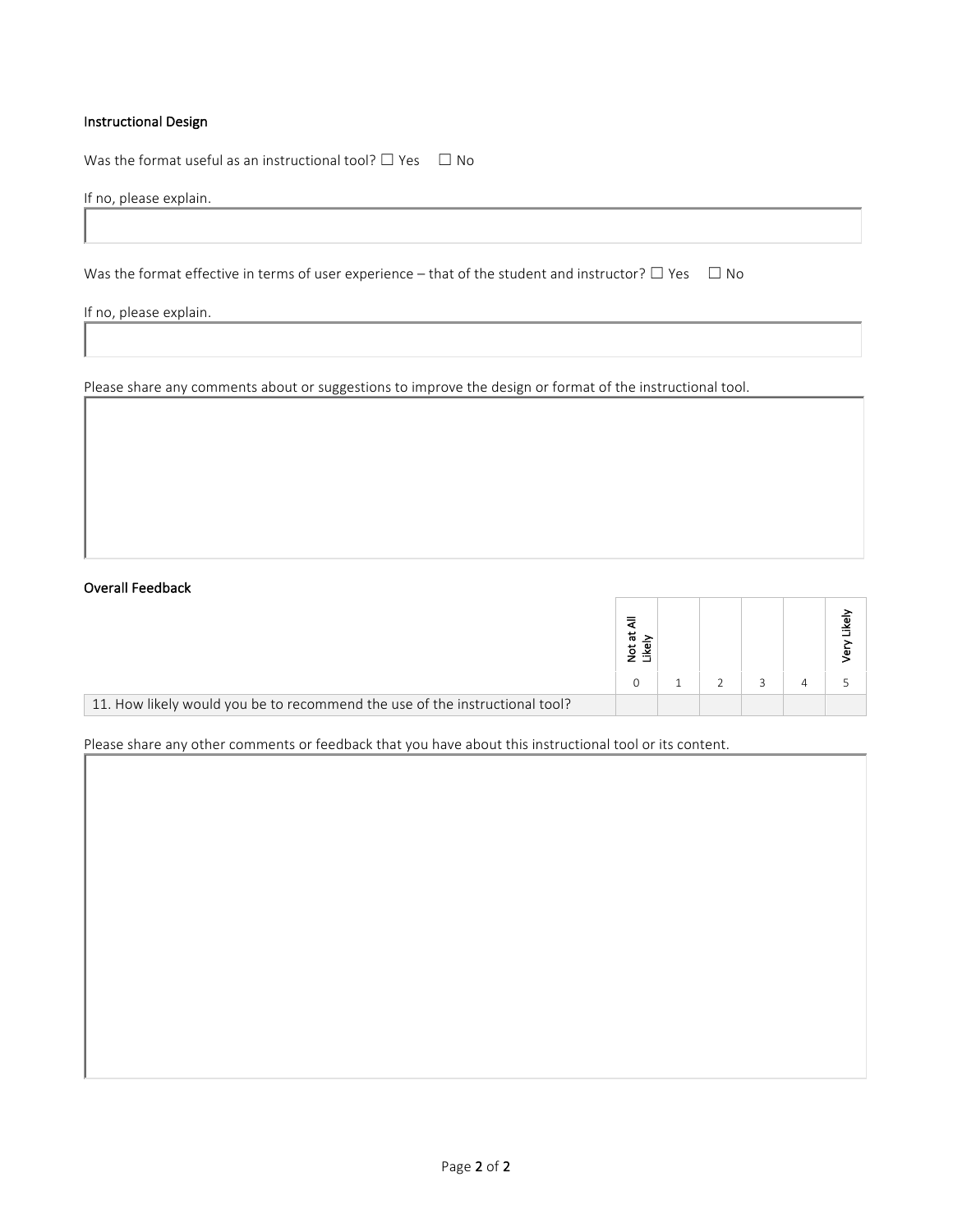### Instructional Design

Was the format useful as an instructional tool? ☐ Yes ☐ No

If no, please explain.

Was the format effective in terms of user experience – that of the student and instructor? ☐ Yes ☐ No

If no, please explain.

Please share any comments about or suggestions to improve the design or format of the instructional tool.

### Overall Feedback

| | Not at All Likely | | | | | Very Likely |
|---|---|---|---|---|---|---|
| | 0 | 1 | 2 | 3 | 4 | 5 |
| 11. How likely would you be to recommend the use of the instructional tool? | | | | | | |

Please share any other comments or feedback that you have about this instructional tool or its content.